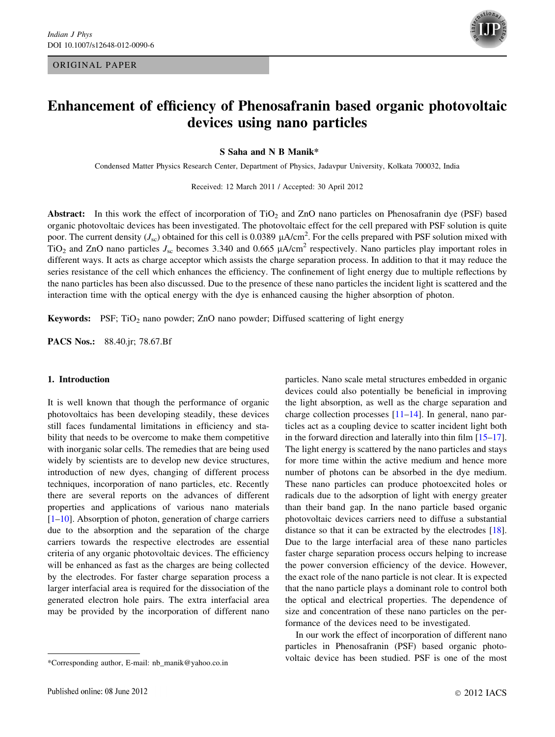ORIGINAL PAPER

# Enhancement of efficiency of Phenosafranin based organic photovoltaic devices using nano particles

**S Saha and N B Manik***

Condensed Matter Physics Research Center, Department of Physics, Jadavpur University, Kolkata 700032, India

Received: 12 March 2011 / Accepted: 30 April 2012

**Abstract:** In this work the effect of incorporation of $TiO_2$ and ZnO nano particles on Phenosafranin dye (PSF) based organic photovoltaic devices has been investigated. The photovoltaic effect for the cell prepared with PSF solution is quite poor. The current density ($J_{sc}$) obtained for this cell is 0.0389 μA/cm$^2$. For the cells prepared with PSF solution mixed with $TiO_2$ and ZnO nano particles $J_{sc}$ becomes 3.340 and 0.665 μA/cm$^2$ respectively. Nano particles play important roles in different ways. It acts as charge acceptor which assists the charge separation process. In addition to that it may reduce the series resistance of the cell which enhances the efficiency. The confinement of light energy due to multiple reflections by the nano particles has been also discussed. Due to the presence of these nano particles the incident light is scattered and the interaction time with the optical energy with the dye is enhanced causing the higher absorption of photon.

**Keywords:** PSF; $TiO_2$ nano powder; ZnO nano powder; Diffused scattering of light energy

**PACS Nos.:** 88.40.jr; 78.67.Bf

## 1. Introduction

It is well known that though the performance of organic photovoltaics has been developing steadily, these devices still faces fundamental limitations in efficiency and stability that needs to be overcome to make them competitive with inorganic solar cells. The remedies that are being used widely by scientists are to develop new device structures, introduction of new dyes, changing of different process techniques, incorporation of nano particles, etc. Recently there are several reports on the advances of different properties and applications of various nano materials [1–10]. Absorption of photon, generation of charge carriers due to the absorption and the separation of the charge carriers towards the respective electrodes are essential criteria of any organic photovoltaic devices. The efficiency will be enhanced as fast as the charges are being collected by the electrodes. For faster charge separation process a larger interfacial area is required for the dissociation of the generated electron hole pairs. The extra interfacial area may be provided by the incorporation of different nano particles. Nano scale metal structures embedded in organic devices could also potentially be beneficial in improving the light absorption, as well as the charge separation and charge collection processes [11–14]. In general, nano particles act as a coupling device to scatter incident light both in the forward direction and laterally into thin film [15–17]. The light energy is scattered by the nano particles and stays for more time within the active medium and hence more number of photons can be absorbed in the dye medium. These nano particles can produce photoexcited holes or radicals due to the adsorption of light with energy greater than their band gap. In the nano particle based organic photovoltaic devices carriers need to diffuse a substantial distance so that it can be extracted by the electrodes [18]. Due to the large interfacial area of these nano particles faster charge separation process occurs helping to increase the power conversion efficiency of the device. However, the exact role of the nano particle is not clear. It is expected that the nano particle plays a dominant role to control both the optical and electrical properties. The dependence of size and concentration of these nano particles on the performance of the devices need to be investigated.

In our work the effect of incorporation of different nano particles in Phenosafranin (PSF) based organic photovoltaic device has been studied. PSF is one of the most

*Corresponding author, E-mail: nb_manik@yahoo.co.in

Published online: 08 June 2012

© 2012 IACS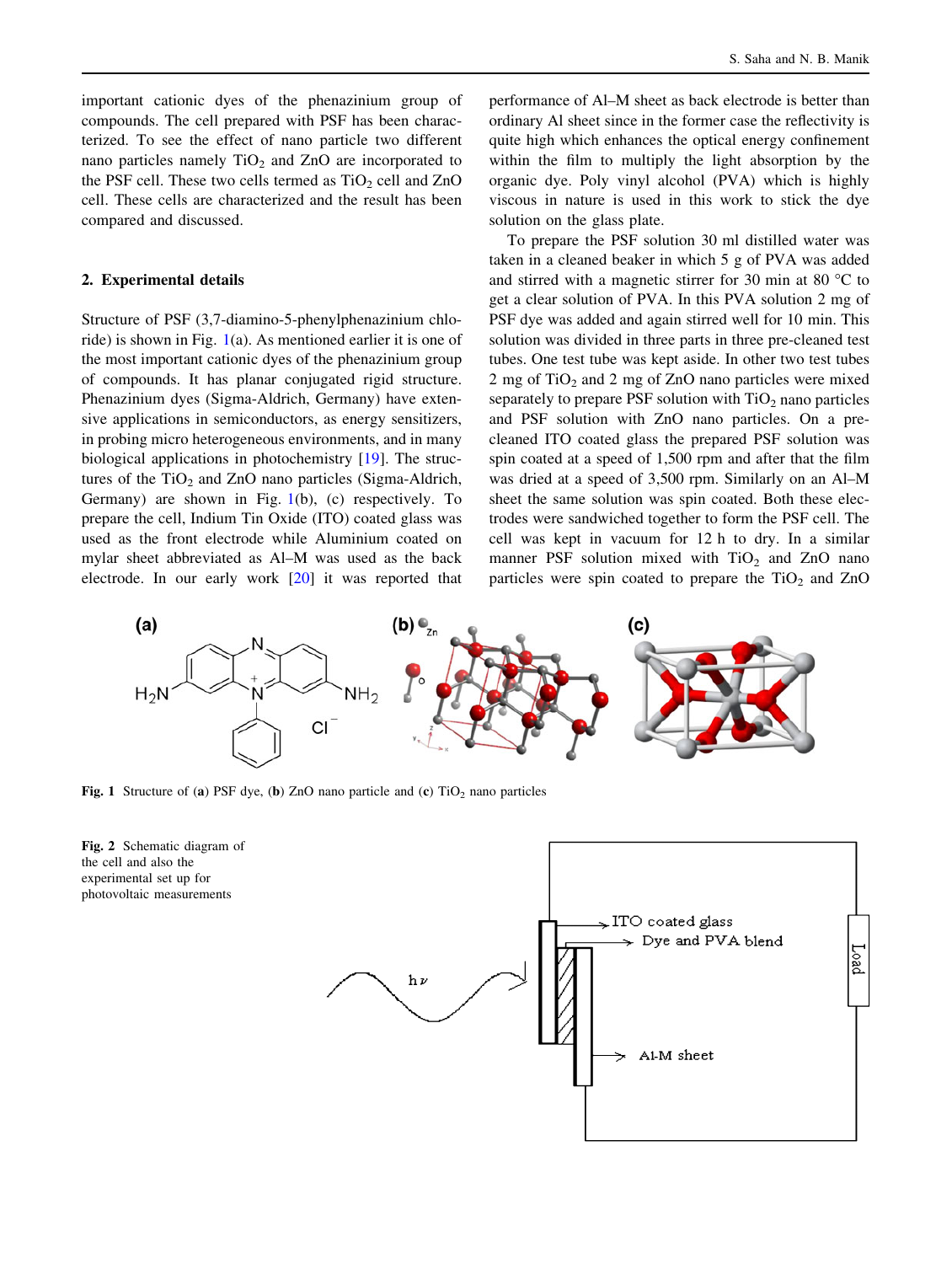important cationic dyes of the phenazinium group of compounds. The cell prepared with PSF has been characterized. To see the effect of nano particle two different nano particles namely $TiO_2$ and ZnO are incorporated to the PSF cell. These two cells termed as $TiO_2$ cell and ZnO cell. These cells are characterized and the result has been compared and discussed.

## 2. Experimental details

Structure of PSF (3,7-diamino-5-phenylphenazinium chloride) is shown in Fig. 1(a). As mentioned earlier it is one of the most important cationic dyes of the phenazinium group of compounds. It has planar conjugated rigid structure. Phenazinium dyes (Sigma-Aldrich, Germany) have extensive applications in semiconductors, as energy sensitizers, in probing micro heterogeneous environments, and in many biological applications in photochemistry [19]. The structures of the $TiO_2$ and ZnO nano particles (Sigma-Aldrich, Germany) are shown in Fig. 1(b), (c) respectively. To prepare the cell, Indium Tin Oxide (ITO) coated glass was used as the front electrode while Aluminium coated on mylar sheet abbreviated as Al–M was used as the back electrode. In our early work [20] it was reported that performance of Al–M sheet as back electrode is better than ordinary Al sheet since in the former case the reflectivity is quite high which enhances the optical energy confinement within the film to multiply the light absorption by the organic dye. Poly vinyl alcohol (PVA) which is highly viscous in nature is used in this work to stick the dye solution on the glass plate.

To prepare the PSF solution 30 ml distilled water was taken in a cleaned beaker in which 5 g of PVA was added and stirred with a magnetic stirrer for 30 min at 80 °C to get a clear solution of PVA. In this PVA solution 2 mg of PSF dye was added and again stirred well for 10 min. This solution was divided in three parts in three pre-cleaned test tubes. One test tube was kept aside. In other two test tubes 2 mg of $TiO_2$ and 2 mg of ZnO nano particles were mixed separately to prepare PSF solution with $TiO_2$ nano particles and PSF solution with ZnO nano particles. On a pre-cleaned ITO coated glass the prepared PSF solution was spin coated at a speed of 1,500 rpm and after that the film was dried at a speed of 3,500 rpm. Similarly on an Al–M sheet the same solution was spin coated. Both these electrodes were sandwiched together to form the PSF cell. The cell was kept in vacuum for 12 h to dry. In a similar manner PSF solution mixed with $TiO_2$ and ZnO nano particles were spin coated to prepare the $TiO_2$ and ZnO

**Fig. 1** Structure of (**a**) PSF dye, (**b**) ZnO nano particle and (**c**) $TiO_2$ nano particles

**Fig. 2** Schematic diagram of the cell and also the experimental set up for photovoltaic measurements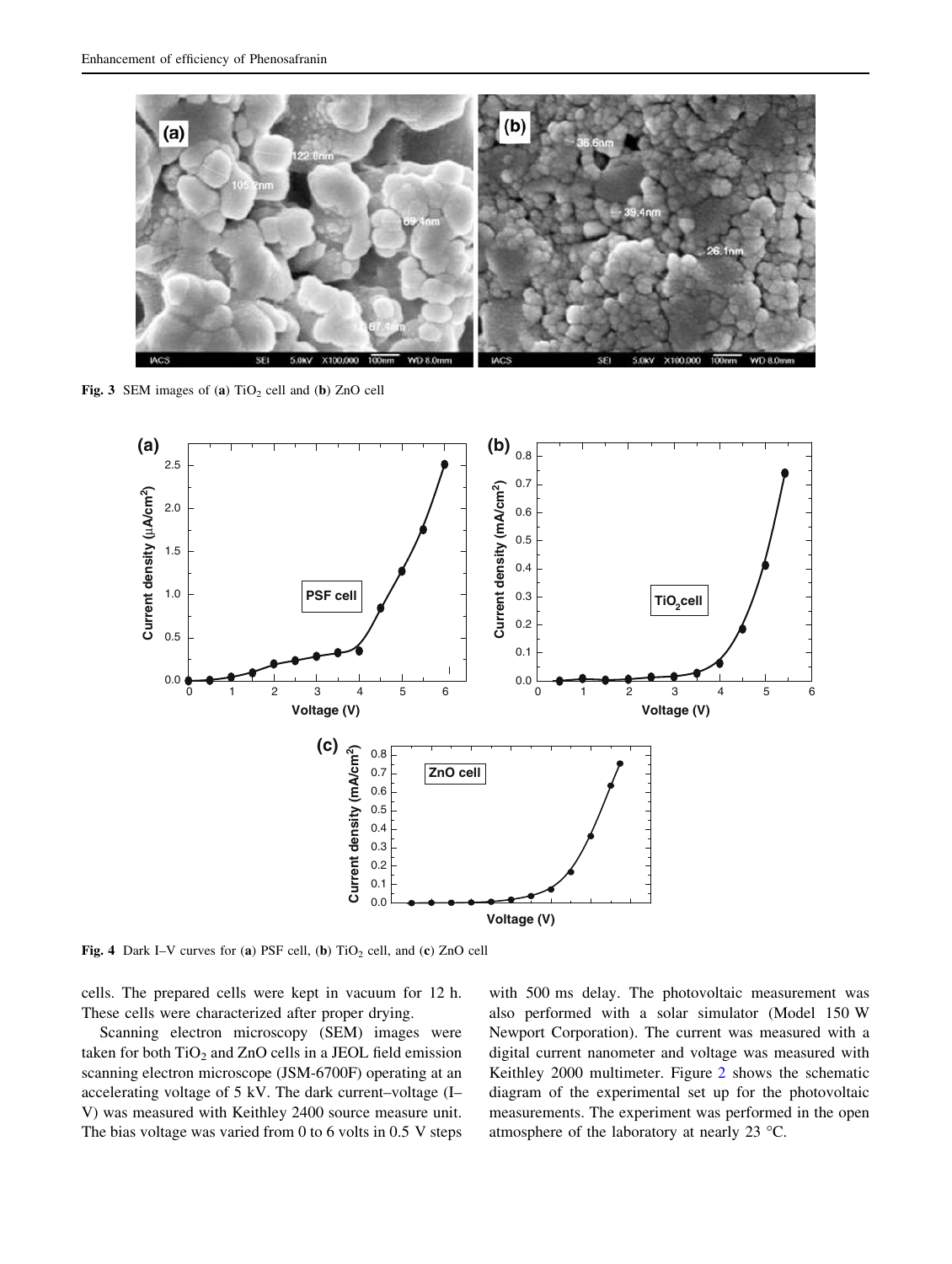Fig. 3 SEM images of (a) $TiO_2$ cell and (b) ZnO cell

Fig. 4 Dark I–V curves for (a) PSF cell, (b) $TiO_2$ cell, and (c) ZnO cell

cells. The prepared cells were kept in vacuum for 12 h. These cells were characterized after proper drying.

Scanning electron microscopy (SEM) images were taken for both $TiO_2$ and ZnO cells in a JEOL field emission scanning electron microscope (JSM-6700F) operating at an accelerating voltage of 5 kV. The dark current–voltage (I–V) was measured with Keithley 2400 source measure unit. The bias voltage was varied from 0 to 6 volts in 0.5 V steps with 500 ms delay. The photovoltaic measurement was also performed with a solar simulator (Model 150 W Newport Corporation). The current was measured with a digital current nanometer and voltage was measured with Keithley 2000 multimeter. Figure 2 shows the schematic diagram of the experimental set up for the photovoltaic measurements. The experiment was performed in the open atmosphere of the laboratory at nearly 23 °C.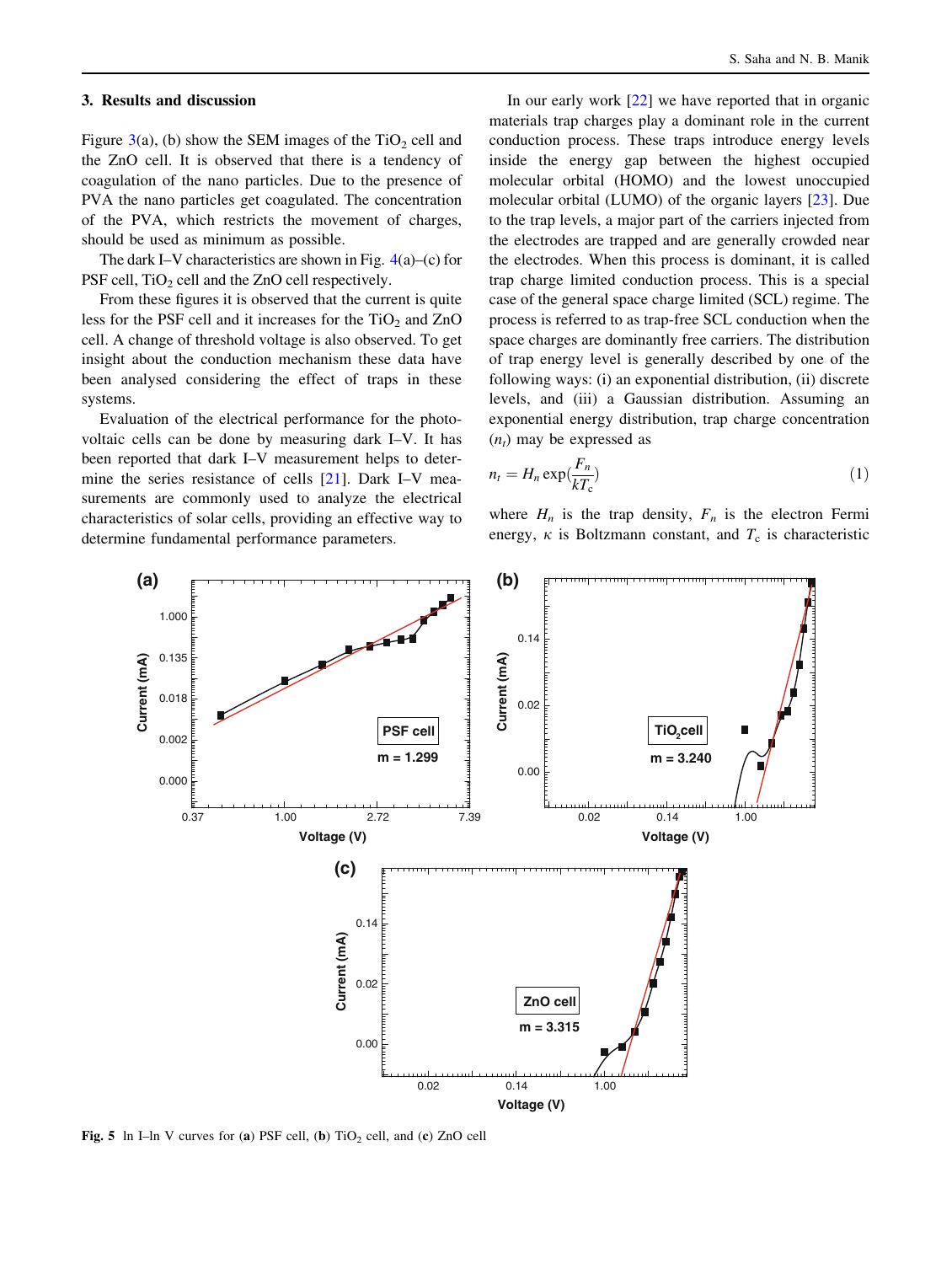## 3. Results and discussion

Figure 3(a), (b) show the SEM images of the $TiO_2$ cell and the ZnO cell. It is observed that there is a tendency of coagulation of the nano particles. Due to the presence of PVA the nano particles get coagulated. The concentration of the PVA, which restricts the movement of charges, should be used as minimum as possible.

The dark I–V characteristics are shown in Fig. 4(a)–(c) for PSF cell, $TiO_2$ cell and the ZnO cell respectively.

From these figures it is observed that the current is quite less for the PSF cell and it increases for the $TiO_2$ and ZnO cell. A change of threshold voltage is also observed. To get insight about the conduction mechanism these data have been analysed considering the effect of traps in these systems.

Evaluation of the electrical performance for the photovoltaic cells can be done by measuring dark I–V. It has been reported that dark I–V measurement helps to determine the series resistance of cells [21]. Dark I–V measurements are commonly used to analyze the electrical characteristics of solar cells, providing an effective way to determine fundamental performance parameters.

In our early work [22] we have reported that in organic materials trap charges play a dominant role in the current conduction process. These traps introduce energy levels inside the energy gap between the highest occupied molecular orbital (HOMO) and the lowest unoccupied molecular orbital (LUMO) of the organic layers [23]. Due to the trap levels, a major part of the carriers injected from the electrodes are trapped and are generally crowded near the electrodes. When this process is dominant, it is called trap charge limited conduction process. This is a special case of the general space charge limited (SCL) regime. The process is referred to as trap-free SCL conduction when the space charges are dominantly free carriers. The distribution of trap energy level is generally described by one of the following ways: (i) an exponential distribution, (ii) discrete levels, and (iii) a Gaussian distribution. Assuming an exponential energy distribution, trap charge concentration ($n_t$) may be expressed as

$$n_t = H_n \exp\left(\frac{F_n}{kT_c}\right) \tag{1}$$

where $H_n$ is the trap density, $F_n$ is the electron Fermi energy, $\kappa$ is Boltzmann constant, and $T_c$ is characteristic

**Fig. 5** ln I–ln V curves for (**a**) PSF cell, (**b**) $TiO_2$ cell, and (**c**) ZnO cell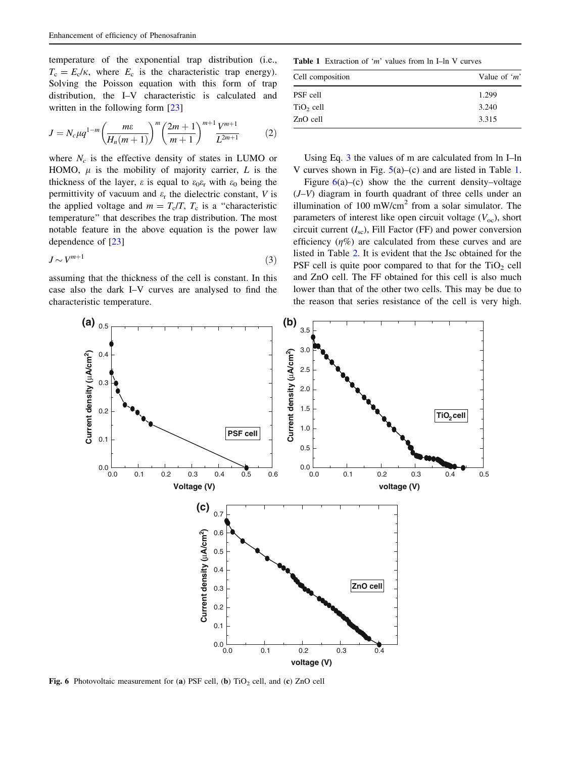temperature of the exponential trap distribution (i.e., $T_c = E_c/\kappa$, where $E_c$ is the characteristic trap energy). Solving the Poisson equation with this form of trap distribution, the I–V characteristic is calculated and written in the following form [23]

$$J = N_c \mu q^{1-m} \left(\frac{m\varepsilon}{H_n(m+1)}\right)^m \left(\frac{2m+1}{m+1}\right)^{m+1} \frac{V^{m+1}}{L^{2m+1}} \tag{2}$$

where $N_c$ is the effective density of states in LUMO or HOMO, $\mu$ is the mobility of majority carrier, $L$ is the thickness of the layer, $\varepsilon$ is equal to $\varepsilon_0\varepsilon_r$ with $\varepsilon_0$ being the permittivity of vacuum and $\varepsilon_r$ the dielectric constant, $V$ is the applied voltage and $m = T_c/T$, $T_c$ is a "characteristic temperature" that describes the trap distribution. The most notable feature in the above equation is the power law dependence of [23]

$$J \sim V^{m+1} \tag{3}$$

assuming that the thickness of the cell is constant. In this case also the dark I–V curves are analysed to find the characteristic temperature.

**Table 1** Extraction of '*m*' values from ln I–ln V curves

| Cell composition | Value of '*m*' |
|---|---|
| PSF cell | 1.299 |
| $TiO_2$ cell | 3.240 |
| ZnO cell | 3.315 |

Using Eq. 3 the values of m are calculated from ln I–ln V curves shown in Fig. 5(a)–(c) and are listed in Table 1.

Figure 6(a)–(c) show the the current density–voltage (*J*–*V*) diagram in fourth quadrant of three cells under an illumination of 100 mW/cm$^2$ from a solar simulator. The parameters of interest like open circuit voltage ($V_{oc}$), short circuit current ($I_{sc}$), Fill Factor (FF) and power conversion efficiency ($\eta$%) are calculated from these curves and are listed in Table 2. It is evident that the Jsc obtained for the PSF cell is quite poor compared to that for the $TiO_2$ cell and ZnO cell. The FF obtained for this cell is also much lower than that of the other two cells. This may be due to the reason that series resistance of the cell is very high.

**Fig. 6** Photovoltaic measurement for (**a**) PSF cell, (**b**) $TiO_2$ cell, and (**c**) ZnO cell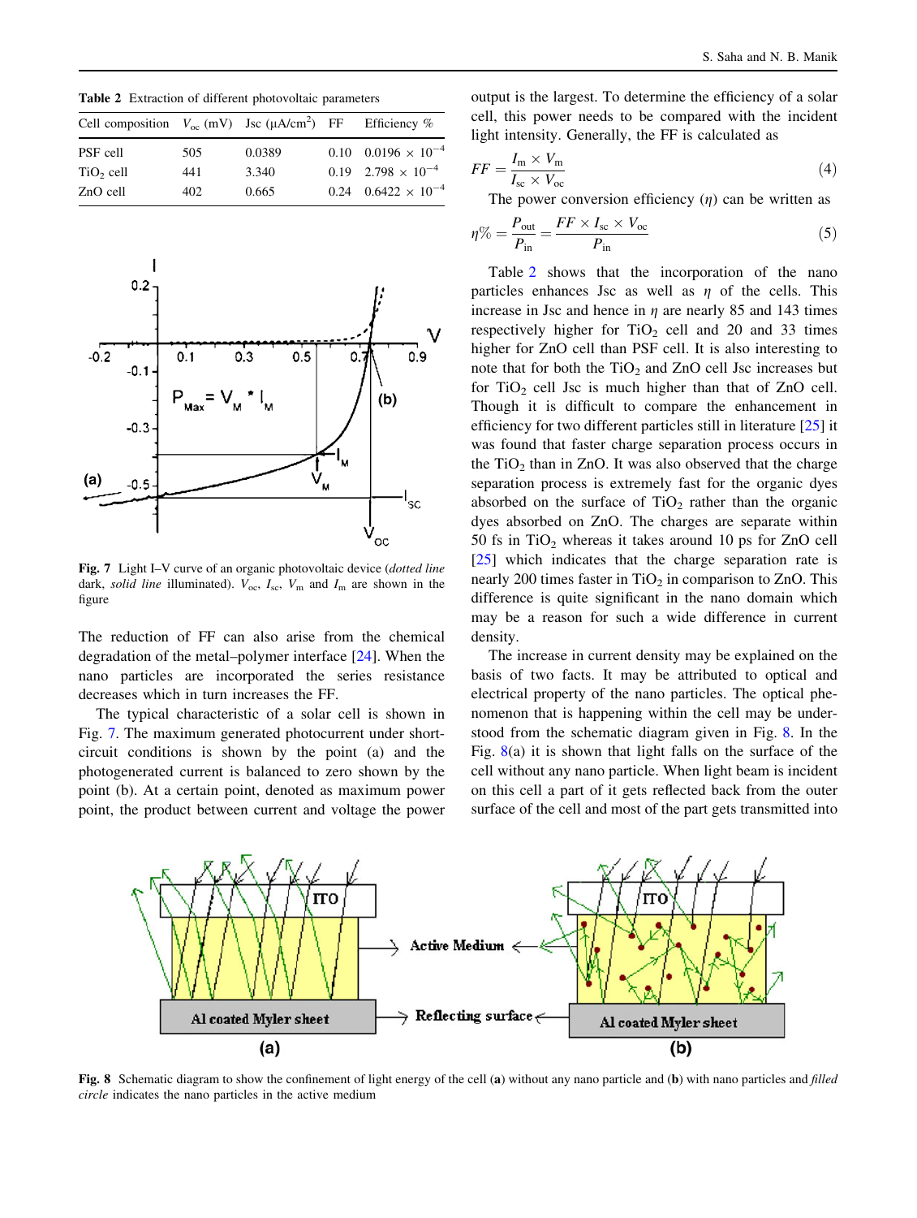**Table 2** Extraction of different photovoltaic parameters

| Cell composition | $V_{oc}$ (mV) | Jsc (μA/cm$^2$) | FF | Efficiency % |
|---|---|---|---|---|
| PSF cell | 505 | 0.0389 | 0.10 | $0.0196 \times 10^{-4}$ |
| $TiO_2$ cell | 441 | 3.340 | 0.19 | $2.798 \times 10^{-4}$ |
| ZnO cell | 402 | 0.665 | 0.24 | $0.6422 \times 10^{-4}$ |

**Fig. 7** Light I–V curve of an organic photovoltaic device (*dotted line* dark, *solid line* illuminated). $V_{oc}$, $I_{sc}$, $V_m$ and $I_m$ are shown in the figure

The reduction of FF can also arise from the chemical degradation of the metal–polymer interface [24]. When the nano particles are incorporated the series resistance decreases which in turn increases the FF.

The typical characteristic of a solar cell is shown in Fig. 7. The maximum generated photocurrent under short-circuit conditions is shown by the point (a) and the photogenerated current is balanced to zero shown by the point (b). At a certain point, denoted as maximum power point, the product between current and voltage the power output is the largest. To determine the efficiency of a solar cell, this power needs to be compared with the incident light intensity. Generally, the FF is calculated as

$$FF = \frac{I_m \times V_m}{I_{sc} \times V_{oc}} \tag{4}$$

The power conversion efficiency ($\eta$) can be written as

$$\eta\% = \frac{P_{out}}{P_{in}} = \frac{FF \times I_{sc} \times V_{oc}}{P_{in}} \tag{5}$$

Table 2 shows that the incorporation of the nano particles enhances Jsc as well as $\eta$ of the cells. This increase in Jsc and hence in $\eta$ are nearly 85 and 143 times respectively higher for $TiO_2$ cell than PSF cell and 20 and 33 times higher for ZnO cell than PSF cell. It is also interesting to note that for both the $TiO_2$ and ZnO cell Jsc increases but for $TiO_2$ cell Jsc is much higher than that of ZnO cell. Though it is difficult to compare the enhancement in efficiency for two different particles still in literature [25] it was found that faster charge separation process occurs in the $TiO_2$ than in ZnO. It was also observed that the charge separation process is extremely fast for the organic dyes absorbed on the surface of $TiO_2$ rather than the organic dyes absorbed on ZnO. The charges are separate within 50 fs in $TiO_2$ whereas it takes around 10 ps for ZnO cell [25] which indicates that the charge separation rate is nearly 200 times faster in $TiO_2$ in comparison to ZnO. This difference is quite significant in the nano domain which may be a reason for such a wide difference in current density.

The increase in current density may be explained on the basis of two facts. It may be attributed to optical and electrical property of the nano particles. The optical phenomenon that is happening within the cell may be understood from the schematic diagram given in Fig. 8. In the Fig. 8(a) it is shown that light falls on the surface of the cell without any nano particle. When light beam is incident on this cell a part of it gets reflected back from the outer surface of the cell and most of the part gets transmitted into

**Fig. 8** Schematic diagram to show the confinement of light energy of the cell (**a**) without any nano particle and (**b**) with nano particles and *filled circle* indicates the nano particles in the active medium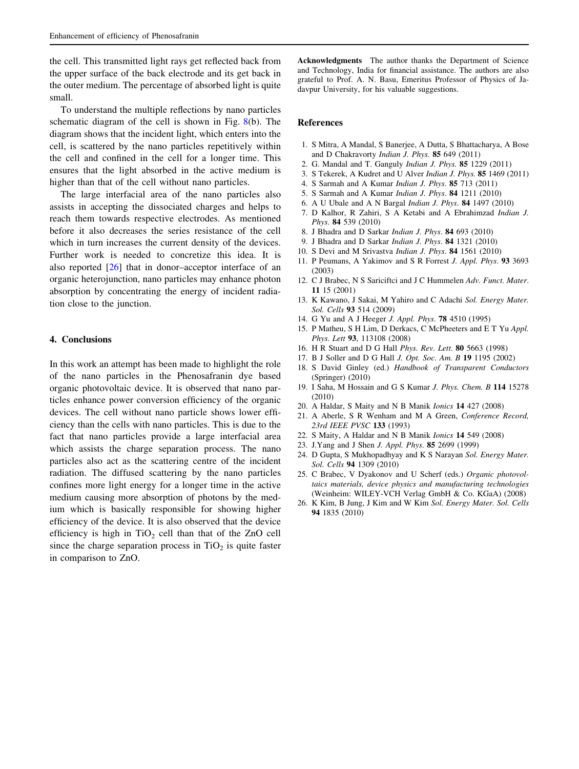the cell. This transmitted light rays get reflected back from the upper surface of the back electrode and its get back in the outer medium. The percentage of absorbed light is quite small.

To understand the multiple reflections by nano particles schematic diagram of the cell is shown in Fig. 8(b). The diagram shows that the incident light, which enters into the cell, is scattered by the nano particles repetitively within the cell and confined in the cell for a longer time. This ensures that the light absorbed in the active medium is higher than that of the cell without nano particles.

The large interfacial area of the nano particles also assists in accepting the dissociated charges and helps to reach them towards respective electrodes. As mentioned before it also decreases the series resistance of the cell which in turn increases the current density of the devices. Further work is needed to concretize this idea. It is also reported [26] that in donor–acceptor interface of an organic heterojunction, nano particles may enhance photon absorption by concentrating the energy of incident radiation close to the junction.

## 4. Conclusions

In this work an attempt has been made to highlight the role of the nano particles in the Phenosafranin dye based organic photovoltaic device. It is observed that nano particles enhance power conversion efficiency of the organic devices. The cell without nano particle shows lower efficiency than the cells with nano particles. This is due to the fact that nano particles provide a large interfacial area which assists the charge separation process. The nano particles also act as the scattering centre of the incident radiation. The diffused scattering by the nano particles confines more light energy for a longer time in the active medium causing more absorption of photons by the medium which is basically responsible for showing higher efficiency of the device. It is also observed that the device efficiency is high in $TiO_2$ cell than that of the ZnO cell since the charge separation process in $TiO_2$ is quite faster in comparison to ZnO.

**Acknowledgments** The author thanks the Department of Science and Technology, India for financial assistance. The authors are also grateful to Prof. A. N. Basu, Emeritus Professor of Physics of Jadavpur University, for his valuable suggestions.

## References

1. S Mitra, A Mandal, S Banerjee, A Dutta, S Bhattacharya, A Bose and D Chakravorty *Indian J. Phys.* **85** 649 (2011)
2. G. Mandal and T. Ganguly *Indian J. Phys.* **85** 1229 (2011)
3. S Tekerek, A Kudret and U Alver *Indian J. Phys.* **85** 1469 (2011)
4. S Sarmah and A Kumar *Indian J. Phys*. **85** 713 (2011)
5. S Sarmah and A Kumar *Indian J. Phys*. **84** 1211 (2010)
6. A U Ubale and A N Bargal *Indian J. Phys*. **84** 1497 (2010)
7. D Kalhor, R Zahiri, S A Ketabi and A Ebrahimzad *Indian J. Phys*. **84** 539 (2010)
8. J Bhadra and D Sarkar *Indian J. Phys*. **84** 693 (2010)
9. J Bhadra and D Sarkar *Indian J. Phys*. **84** 1321 (2010)
10. S Devi and M Srivastva *Indian J. Phys*. **84** 1561 (2010)
11. P Peumans, A Yakimov and S R Forrest *J. Appl. Phys*. **93** 3693 (2003)
12. C J Brabec, N S Sariciftci and J C Hummelen *Adv. Funct. Mater*. **11** 15 (2001)
13. K Kawano, J Sakai, M Yahiro and C Adachi *Sol. Energy Mater. Sol. Cells* **93** 514 (2009)
14. G Yu and A J Heeger *J. Appl. Phys*. **78** 4510 (1995)
15. P Matheu, S H Lim, D Derkacs, C McPheeters and E T Yu *Appl. Phys. Lett* **93**, 113108 (2008)
16. H R Stuart and D G Hall *Phys. Rev. Lett*. **80** 5663 (1998)
17. B J Soller and D G Hall *J. Opt. Soc. Am. B* **19** 1195 (2002)
18. S David Ginley (ed.) *Handbook of Transparent Conductors* (Springer) (2010)
19. I Saha, M Hossain and G S Kumar *J. Phys. Chem. B* **114** 15278 (2010)
20. A Haldar, S Maity and N B Manik *Ionics* **14** 427 (2008)
21. A Aberle, S R Wenham and M A Green, *Conference Record, 23rd IEEE PVSC* **133** (1993)
22. S Maity, A Haldar and N B Manik *Ionics* **14** 549 (2008)
23. J.Yang and J Shen *J. Appl. Phys.* **85** 2699 (1999)
24. D Gupta, S Mukhopadhyay and K S Narayan *Sol. Energy Mater. Sol. Cells* **94** 1309 (2010)
25. C Brabec, V Dyakonov and U Scherf (eds.) *Organic photovoltaics materials, device physics and manufacturing technologies* (Weinheim: WILEY-VCH Verlag GmbH & Co. KGaA) (2008)
26. K Kim, B Jung, J Kim and W Kim *Sol. Energy Mater. Sol. Cells* **94** 1835 (2010)